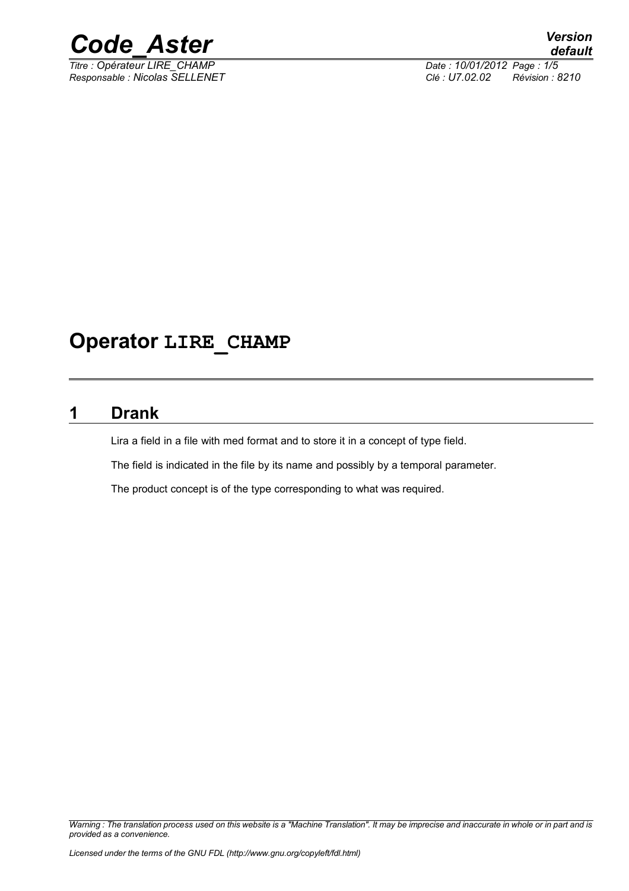# Operator LIRE_CHAMP

## 1 Drank

Lira a field in a file with med format and to store it in a concept of type field.

The field is indicated in the file by its name and possibly by a temporal parameter.

The product concept is of the type corresponding to what was required.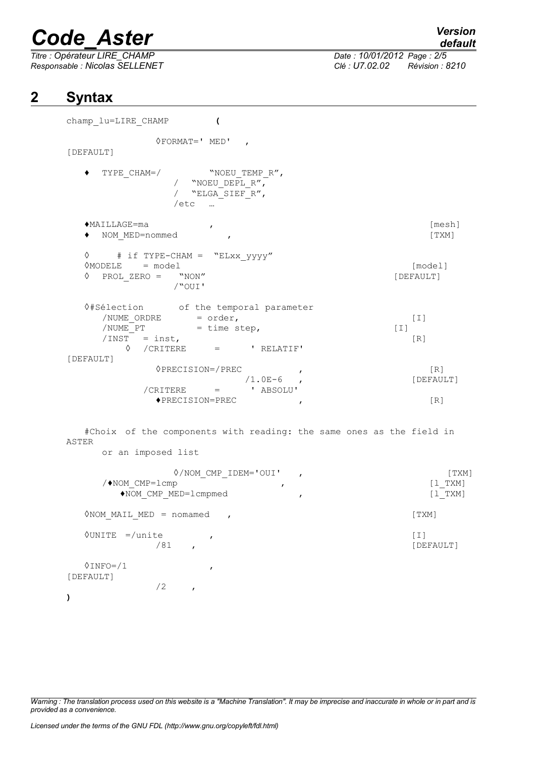## 2 Syntax

```
champ_lu=LIRE_CHAMP         (

              ◊FORMAT=' MED'   ,                                              [DEFAULT]

   ♦  TYPE_CHAM=/          "NOEU_TEMP_R",
                  /  "NOEU_DEPL_R",
                  /  "ELGA_SIEF_R",
                  /etc  …

   ♦MAILLAGE=ma            ,                                               [mesh]
   ♦  NOM_MED=nommed        ,                                              [TXM]

   ◊     # if TYPE-CHAM =  "ELxx_yyyy"
   ◊MODELE    = model                                                      [model]
   ◊  PROL_ZERO =   "NON"                                                  [DEFAULT]
                  /"OUI'

   ◊#Sélection      of the temporal parameter
      /NUME_ORDRE       = order,                                           [I]
      /NUME_PT          = time step,                                       [I]
      /INST   = inst,                                                      [R]
          ◊  /CRITERE      =      ' RELATIF'                               [DEFAULT]
              ◊PRECISION=/PREC          ,                                  [R]
                             /1.0E-6   ,                                   [DEFAULT]
            /CRITERE      =      ' ABSOLU'
              ♦PRECISION=PREC           ,                                  [R]


   #Choix  of the components with reading: the same ones as the field in ASTER
      or an imposed list

              ◊/NOM_CMP_IDEM='OUI'   ,                                     [TXM]
      /♦NOM_CMP=lcmp                ,                                      [l_TXM]
         ♦NOM_CMP_MED=lcmpmed              ,                               [l_TXM]

   ◊NOM_MAIL_MED = nomamed   ,                                             [TXM]

   ◊UNITE  =/unite         ,                                               [I]
              /81    ,                                                     [DEFAULT]

   ◊INFO=/1                ,                                               [DEFAULT]
              /2    ,
)
```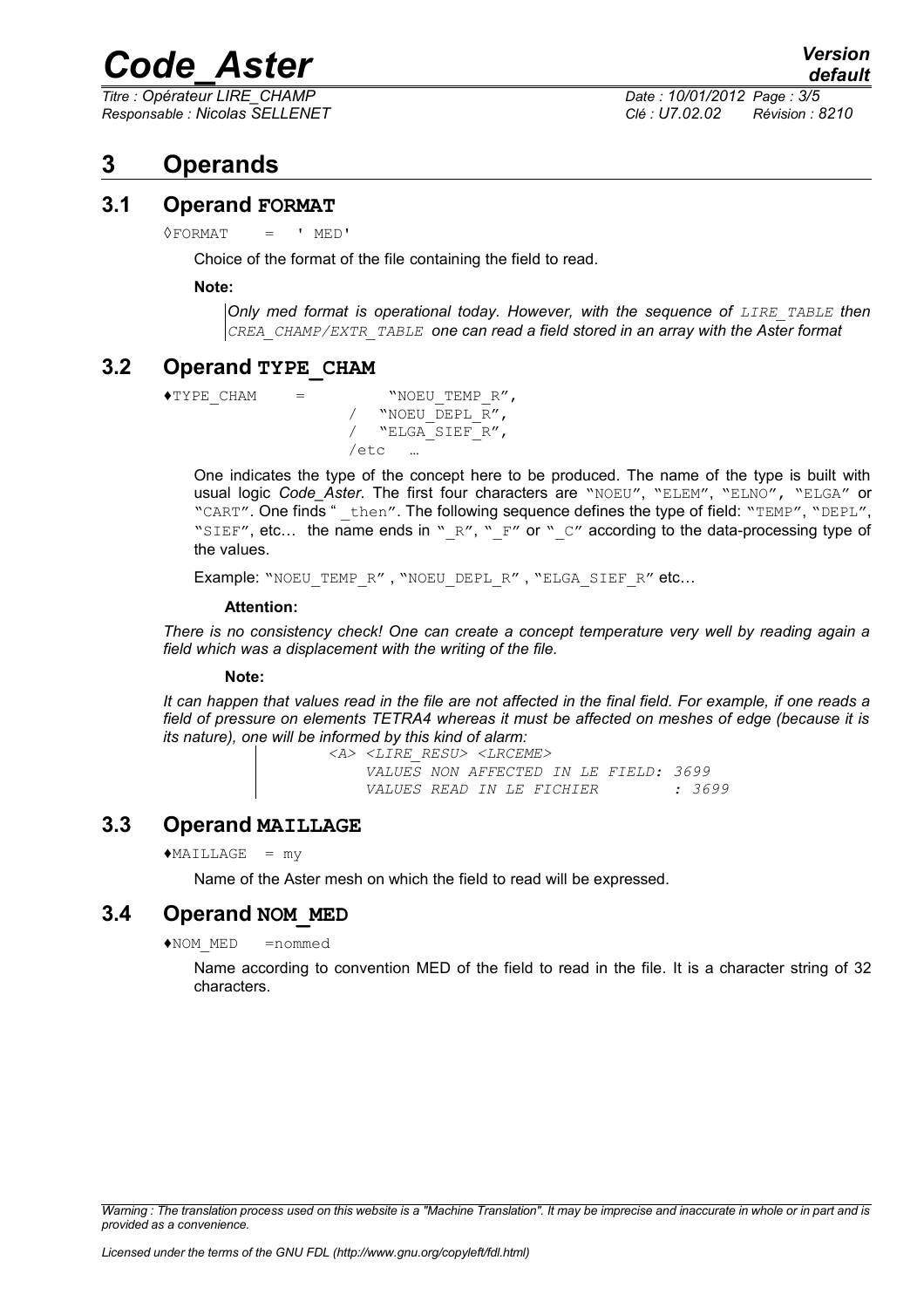# 3 Operands

## 3.1 Operand FORMAT

```
◊FORMAT    =   ' MED'
```

Choice of the format of the file containing the field to read.

**Note:**

*Only med format is operational today. However, with the sequence of `LIRE_TABLE` then `CREA_CHAMP/EXTR_TABLE` one can read a field stored in an array with the Aster format*

## 3.2 Operand TYPE_CHAM

```
♦TYPE_CHAM    =         "NOEU_TEMP_R",
                      /  "NOEU_DEPL_R",
                      /  "ELGA_SIEF_R",
                      /etc  …
```

One indicates the type of the concept here to be produced. The name of the type is built with usual logic *Code_Aster*. The first four characters are "NOEU", "ELEM", "ELNO", "ELGA" or "CART". One finds " _then". The following sequence defines the type of field: "TEMP", "DEPL", "SIEF", etc… the name ends in "_R", "_F" or "_C" according to the data-processing type of the values.

Example: "NOEU_TEMP_R" , "NOEU_DEPL_R" , "ELGA_SIEF_R" etc…

**Attention:**

*There is no consistency check! One can create a concept temperature very well by reading again a field which was a displacement with the writing of the file.*

**Note:**

*It can happen that values read in the file are not affected in the final field. For example, if one reads a field of pressure on elements TETRA4 whereas it must be affected on meshes of edge (because it is its nature), one will be informed by this kind of alarm:*

```
<A> <LIRE_RESU> <LRCEME>
    VALUES NON AFFECTED IN LE FIELD: 3699
    VALUES READ IN LE FICHIER        : 3699
```

## 3.3 Operand MAILLAGE

```
♦MAILLAGE  = my
```

Name of the Aster mesh on which the field to read will be expressed.

## 3.4 Operand NOM_MED

```
♦NOM_MED   =nommed
```

Name according to convention MED of the field to read in the file. It is a character string of 32 characters.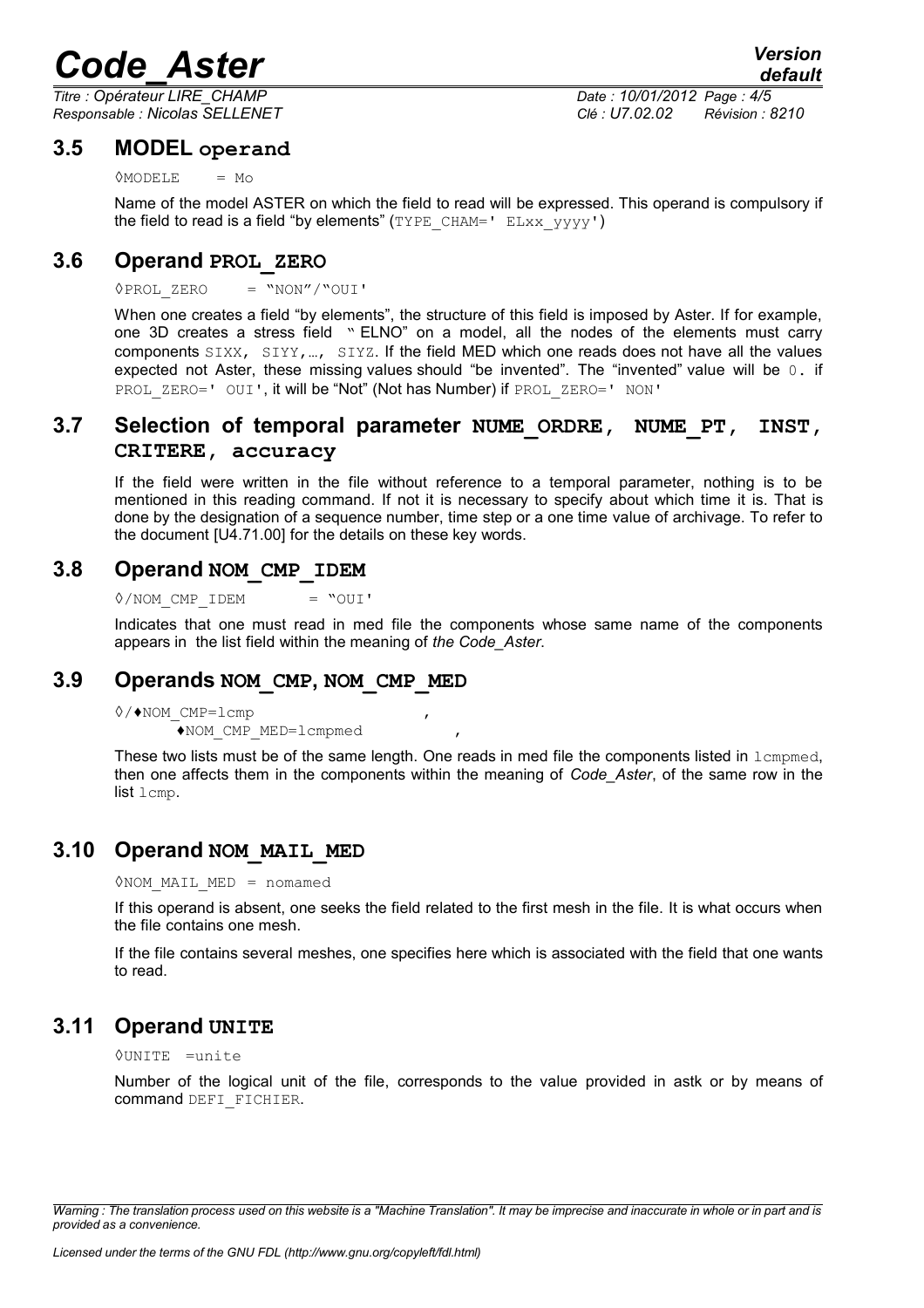### 3.5 MODEL operand

◊MODELE = Mo

Name of the model ASTER on which the field to read will be expressed. This operand is compulsory if the field to read is a field "by elements" (TYPE_CHAM=' ELxx_yyyy')

### 3.6 Operand PROL_ZERO

◊PROL_ZERO = "NON"/"OUI'

When one creates a field "by elements", the structure of this field is imposed by Aster. If for example, one 3D creates a stress field " ELNO" on a model, all the nodes of the elements must carry components SIXX, SIYY,…, SIYZ. If the field MED which one reads does not have all the values expected not Aster, these missing values should "be invented". The "invented" value will be 0. if PROL_ZERO=' OUI', it will be "Not" (Not has Number) if PROL_ZERO=' NON'

### 3.7 Selection of temporal parameter NUME_ORDRE, NUME_PT, INST, CRITERE, accuracy

If the field were written in the file without reference to a temporal parameter, nothing is to be mentioned in this reading command. If not it is necessary to specify about which time it is. That is done by the designation of a sequence number, time step or a one time value of archivage. To refer to the document [U4.71.00] for the details on these key words.

### 3.8 Operand NOM_CMP_IDEM

◊/NOM_CMP_IDEM = "OUI'

Indicates that one must read in med file the components whose same name of the components appears in the list field within the meaning of *the Code_Aster*.

### 3.9 Operands NOM_CMP, NOM_CMP_MED

◊/♦NOM_CMP=lcmp ,
♦NOM_CMP_MED=lcmpmed ,

These two lists must be of the same length. One reads in med file the components listed in lcmpmed, then one affects them in the components within the meaning of *Code_Aster*, of the same row in the list lcmp.

### 3.10 Operand NOM_MAIL_MED

◊NOM_MAIL_MED = nomamed

If this operand is absent, one seeks the field related to the first mesh in the file. It is what occurs when the file contains one mesh.

If the file contains several meshes, one specifies here which is associated with the field that one wants to read.

### 3.11 Operand UNITE

◊UNITE =unite

Number of the logical unit of the file, corresponds to the value provided in astk or by means of command DEFI_FICHIER.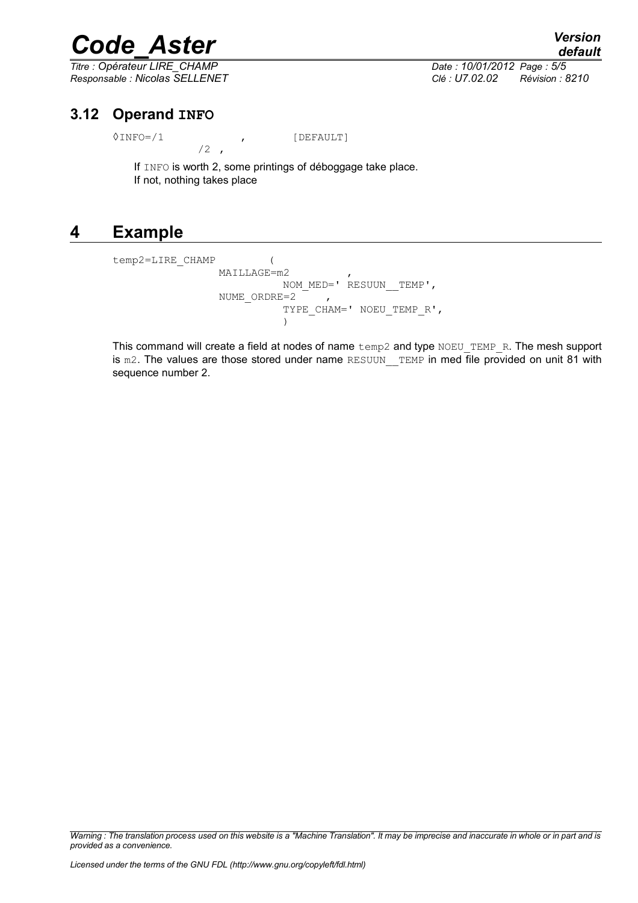### 3.12 Operand **INFO**

```
◊INFO=/1              ,         [DEFAULT]
      /2 ,
```

If INFO is worth 2, some printings of déboggage take place.
If not, nothing takes place

# 4 Example

```
temp2=LIRE_CHAMP        (
                MAILLAGE=m2          ,
                          NOM_MED=' RESUUN__TEMP',
                NUME_ORDRE=2     ,
                          TYPE_CHAM=' NOEU_TEMP_R',
                          )
```

This command will create a field at nodes of name temp2 and type NOEU_TEMP_R. The mesh support is m2. The values are those stored under name RESUUN__TEMP in med file provided on unit 81 with sequence number 2.